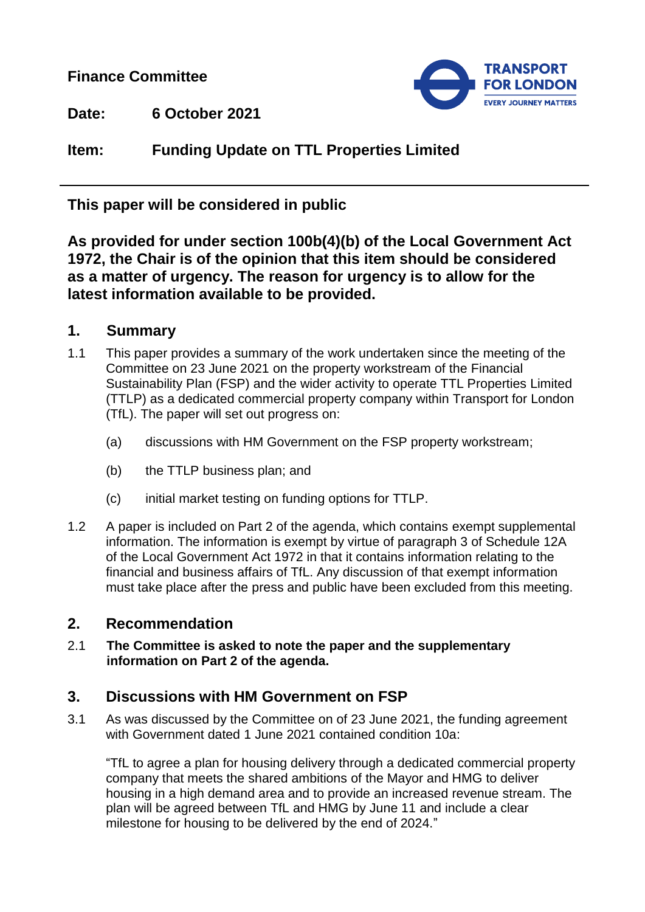**Finance Committee**

**Date:** **6 October 2021**

**Item:** **Funding Update on TTL Properties Limited**

---

**This paper will be considered in public**

**As provided for under section 100b(4)(b) of the Local Government Act 1972, the Chair is of the opinion that this item should be considered as a matter of urgency. The reason for urgency is to allow for the latest information available to be provided.**

## 1. Summary

1.1 This paper provides a summary of the work undertaken since the meeting of the Committee on 23 June 2021 on the property workstream of the Financial Sustainability Plan (FSP) and the wider activity to operate TTL Properties Limited (TTLP) as a dedicated commercial property company within Transport for London (TfL). The paper will set out progress on:

(a) discussions with HM Government on the FSP property workstream;

(b) the TTLP business plan; and

(c) initial market testing on funding options for TTLP.

1.2 A paper is included on Part 2 of the agenda, which contains exempt supplemental information. The information is exempt by virtue of paragraph 3 of Schedule 12A of the Local Government Act 1972 in that it contains information relating to the financial and business affairs of TfL. Any discussion of that exempt information must take place after the press and public have been excluded from this meeting.

## 2. Recommendation

2.1 **The Committee is asked to note the paper and the supplementary information on Part 2 of the agenda.**

## 3. Discussions with HM Government on FSP

3.1 As was discussed by the Committee on of 23 June 2021, the funding agreement with Government dated 1 June 2021 contained condition 10a:

"TfL to agree a plan for housing delivery through a dedicated commercial property company that meets the shared ambitions of the Mayor and HMG to deliver housing in a high demand area and to provide an increased revenue stream. The plan will be agreed between TfL and HMG by June 11 and include a clear milestone for housing to be delivered by the end of 2024."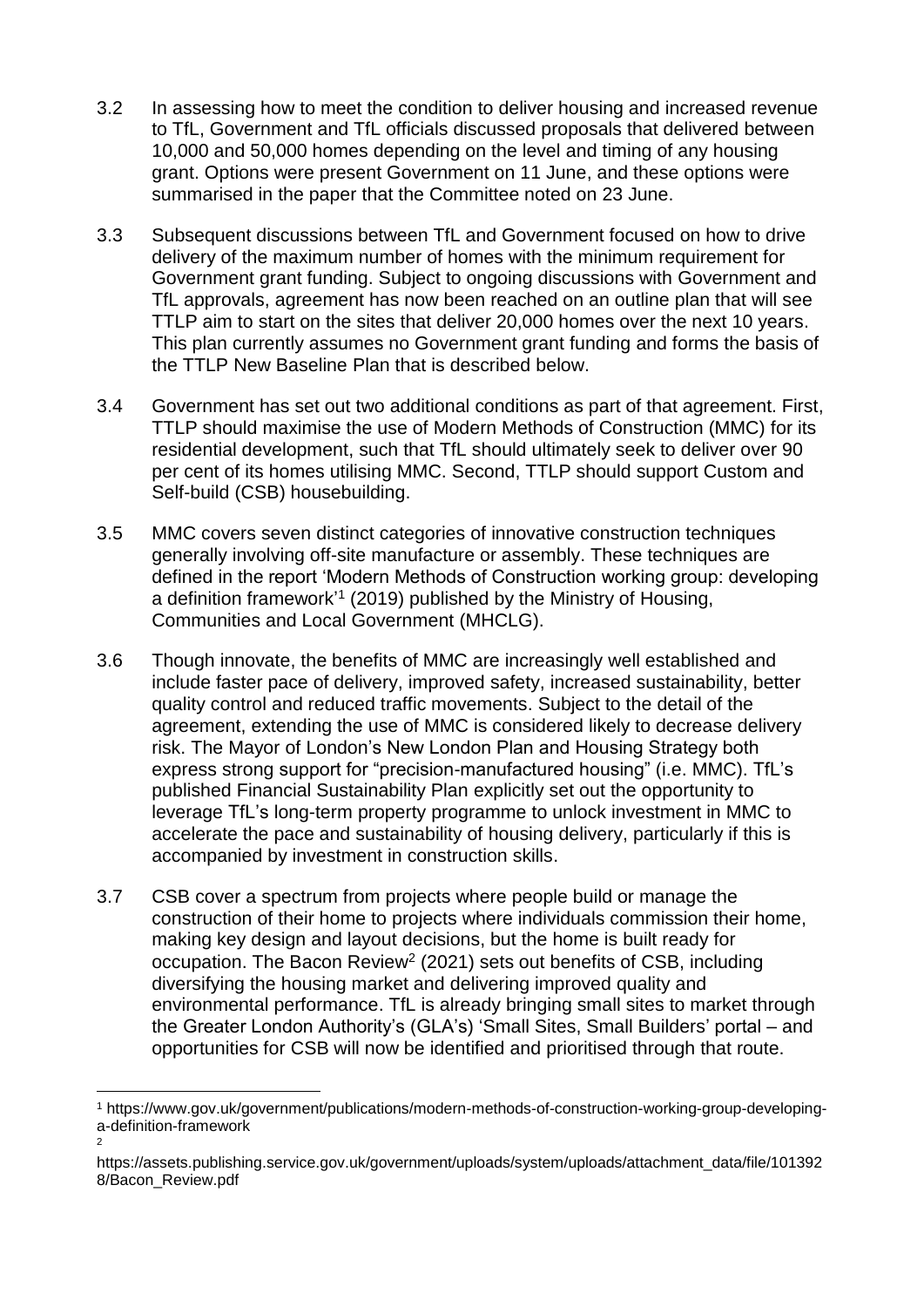3.2 In assessing how to meet the condition to deliver housing and increased revenue to TfL, Government and TfL officials discussed proposals that delivered between 10,000 and 50,000 homes depending on the level and timing of any housing grant. Options were present Government on 11 June, and these options were summarised in the paper that the Committee noted on 23 June.

3.3 Subsequent discussions between TfL and Government focused on how to drive delivery of the maximum number of homes with the minimum requirement for Government grant funding. Subject to ongoing discussions with Government and TfL approvals, agreement has now been reached on an outline plan that will see TTLP aim to start on the sites that deliver 20,000 homes over the next 10 years. This plan currently assumes no Government grant funding and forms the basis of the TTLP New Baseline Plan that is described below.

3.4 Government has set out two additional conditions as part of that agreement. First, TTLP should maximise the use of Modern Methods of Construction (MMC) for its residential development, such that TfL should ultimately seek to deliver over 90 per cent of its homes utilising MMC. Second, TTLP should support Custom and Self-build (CSB) housebuilding.

3.5 MMC covers seven distinct categories of innovative construction techniques generally involving off-site manufacture or assembly. These techniques are defined in the report 'Modern Methods of Construction working group: developing a definition framework'[1] (2019) published by the Ministry of Housing, Communities and Local Government (MHCLG).

3.6 Though innovate, the benefits of MMC are increasingly well established and include faster pace of delivery, improved safety, increased sustainability, better quality control and reduced traffic movements. Subject to the detail of the agreement, extending the use of MMC is considered likely to decrease delivery risk. The Mayor of London's New London Plan and Housing Strategy both express strong support for "precision-manufactured housing" (i.e. MMC). TfL's published Financial Sustainability Plan explicitly set out the opportunity to leverage TfL's long-term property programme to unlock investment in MMC to accelerate the pace and sustainability of housing delivery, particularly if this is accompanied by investment in construction skills.

3.7 CSB cover a spectrum from projects where people build or manage the construction of their home to projects where individuals commission their home, making key design and layout decisions, but the home is built ready for occupation. The Bacon Review[2] (2021) sets out benefits of CSB, including diversifying the housing market and delivering improved quality and environmental performance. TfL is already bringing small sites to market through the Greater London Authority's (GLA's) 'Small Sites, Small Builders' portal – and opportunities for CSB will now be identified and prioritised through that route.

---

[1] https://www.gov.uk/government/publications/modern-methods-of-construction-working-group-developing-a-definition-framework

[2] https://assets.publishing.service.gov.uk/government/uploads/system/uploads/attachment_data/file/1013928/Bacon_Review.pdf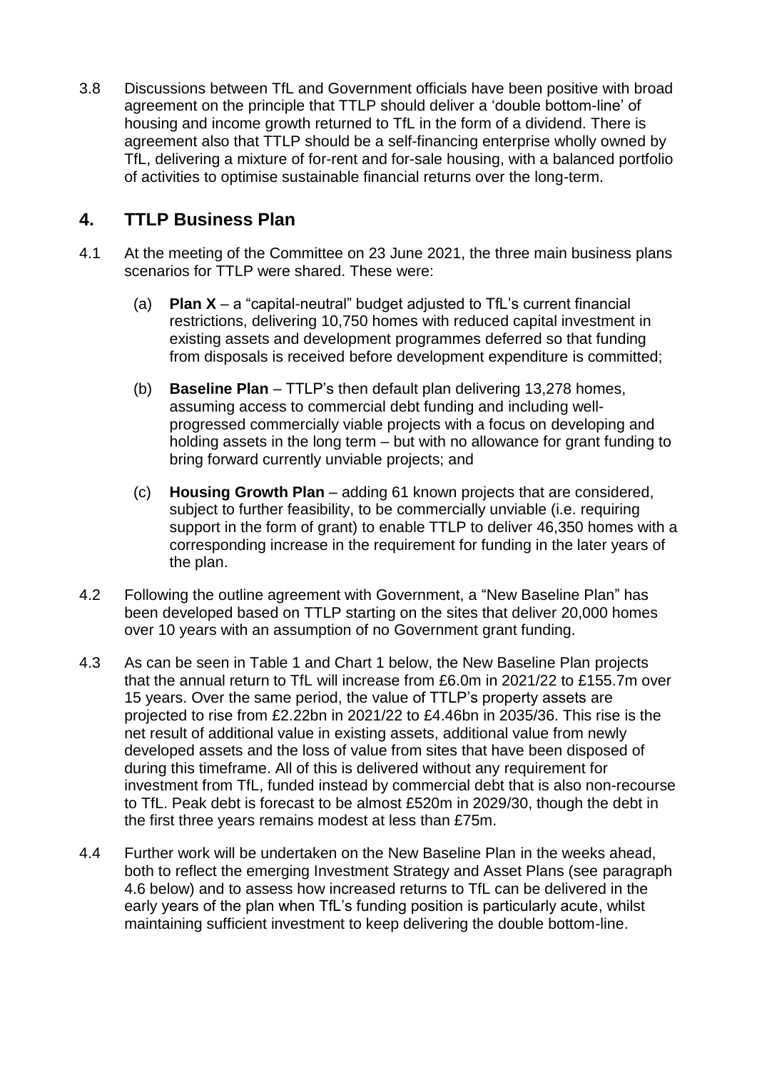3.8 Discussions between TfL and Government officials have been positive with broad agreement on the principle that TTLP should deliver a 'double bottom-line' of housing and income growth returned to TfL in the form of a dividend. There is agreement also that TTLP should be a self-financing enterprise wholly owned by TfL, delivering a mixture of for-rent and for-sale housing, with a balanced portfolio of activities to optimise sustainable financial returns over the long-term.

## 4. TTLP Business Plan

4.1 At the meeting of the Committee on 23 June 2021, the three main business plans scenarios for TTLP were shared. These were:

(a) **Plan X** – a "capital-neutral" budget adjusted to TfL's current financial restrictions, delivering 10,750 homes with reduced capital investment in existing assets and development programmes deferred so that funding from disposals is received before development expenditure is committed;

(b) **Baseline Plan** – TTLP's then default plan delivering 13,278 homes, assuming access to commercial debt funding and including well-progressed commercially viable projects with a focus on developing and holding assets in the long term – but with no allowance for grant funding to bring forward currently unviable projects; and

(c) **Housing Growth Plan** – adding 61 known projects that are considered, subject to further feasibility, to be commercially unviable (i.e. requiring support in the form of grant) to enable TTLP to deliver 46,350 homes with a corresponding increase in the requirement for funding in the later years of the plan.

4.2 Following the outline agreement with Government, a "New Baseline Plan" has been developed based on TTLP starting on the sites that deliver 20,000 homes over 10 years with an assumption of no Government grant funding.

4.3 As can be seen in Table 1 and Chart 1 below, the New Baseline Plan projects that the annual return to TfL will increase from £6.0m in 2021/22 to £155.7m over 15 years. Over the same period, the value of TTLP's property assets are projected to rise from £2.22bn in 2021/22 to £4.46bn in 2035/36. This rise is the net result of additional value in existing assets, additional value from newly developed assets and the loss of value from sites that have been disposed of during this timeframe. All of this is delivered without any requirement for investment from TfL, funded instead by commercial debt that is also non-recourse to TfL. Peak debt is forecast to be almost £520m in 2029/30, though the debt in the first three years remains modest at less than £75m.

4.4 Further work will be undertaken on the New Baseline Plan in the weeks ahead, both to reflect the emerging Investment Strategy and Asset Plans (see paragraph 4.6 below) and to assess how increased returns to TfL can be delivered in the early years of the plan when TfL's funding position is particularly acute, whilst maintaining sufficient investment to keep delivering the double bottom-line.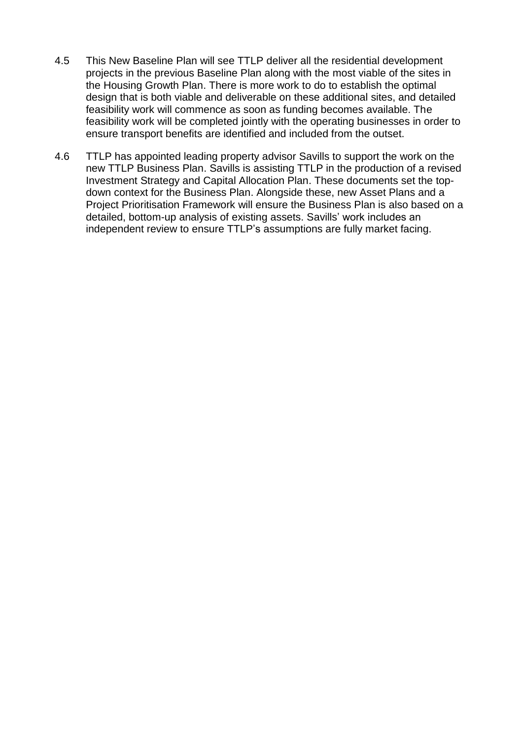4.5 This New Baseline Plan will see TTLP deliver all the residential development projects in the previous Baseline Plan along with the most viable of the sites in the Housing Growth Plan. There is more work to do to establish the optimal design that is both viable and deliverable on these additional sites, and detailed feasibility work will commence as soon as funding becomes available. The feasibility work will be completed jointly with the operating businesses in order to ensure transport benefits are identified and included from the outset.

4.6 TTLP has appointed leading property advisor Savills to support the work on the new TTLP Business Plan. Savills is assisting TTLP in the production of a revised Investment Strategy and Capital Allocation Plan. These documents set the top-down context for the Business Plan. Alongside these, new Asset Plans and a Project Prioritisation Framework will ensure the Business Plan is also based on a detailed, bottom-up analysis of existing assets. Savills' work includes an independent review to ensure TTLP's assumptions are fully market facing.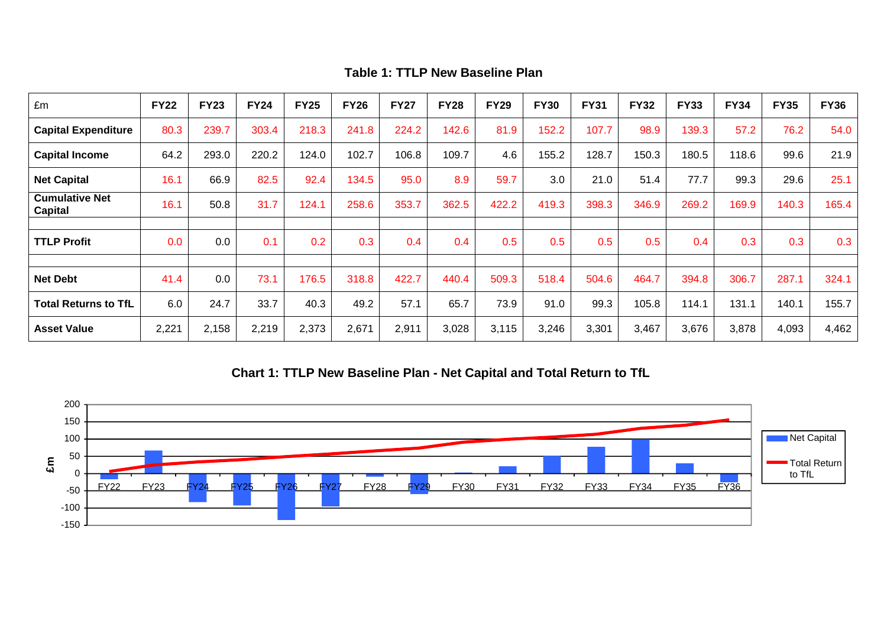**Table 1: TTLP New Baseline Plan**

| £m | FY22 | FY23 | FY24 | FY25 | FY26 | FY27 | FY28 | FY29 | FY30 | FY31 | FY32 | FY33 | FY34 | FY35 | FY36 |
|---|---|---|---|---|---|---|---|---|---|---|---|---|---|---|---|
| **Capital Expenditure** | 80.3 | 239.7 | 303.4 | 218.3 | 241.8 | 224.2 | 142.6 | 81.9 | 152.2 | 107.7 | 98.9 | 139.3 | 57.2 | 76.2 | 54.0 |
| **Capital Income** | 64.2 | 293.0 | 220.2 | 124.0 | 102.7 | 106.8 | 109.7 | 4.6 | 155.2 | 128.7 | 150.3 | 180.5 | 118.6 | 99.6 | 21.9 |
| **Net Capital** | 16.1 | 66.9 | 82.5 | 92.4 | 134.5 | 95.0 | 8.9 | 59.7 | 3.0 | 21.0 | 51.4 | 77.7 | 99.3 | 29.6 | 25.1 |
| **Cumulative Net Capital** | 16.1 | 50.8 | 31.7 | 124.1 | 258.6 | 353.7 | 362.5 | 422.2 | 419.3 | 398.3 | 346.9 | 269.2 | 169.9 | 140.3 | 165.4 |
| | | | | | | | | | | | | | | | |
| **TTLP Profit** | 0.0 | 0.0 | 0.1 | 0.2 | 0.3 | 0.4 | 0.4 | 0.5 | 0.5 | 0.5 | 0.5 | 0.4 | 0.3 | 0.3 | 0.3 |
| | | | | | | | | | | | | | | | |
| **Net Debt** | 41.4 | 0.0 | 73.1 | 176.5 | 318.8 | 422.7 | 440.4 | 509.3 | 518.4 | 504.6 | 464.7 | 394.8 | 306.7 | 287.1 | 324.1 |
| **Total Returns to TfL** | 6.0 | 24.7 | 33.7 | 40.3 | 49.2 | 57.1 | 65.7 | 73.9 | 91.0 | 99.3 | 105.8 | 114.1 | 131.1 | 140.1 | 155.7 |
| **Asset Value** | 2,221 | 2,158 | 2,219 | 2,373 | 2,671 | 2,911 | 3,028 | 3,115 | 3,246 | 3,301 | 3,467 | 3,676 | 3,878 | 4,093 | 4,462 |

**Chart 1: TTLP New Baseline Plan - Net Capital and Total Return to TfL**

£m

200
150
100
50
0
-50
-100
-150

FY22 FY23 FY24 FY25 FY26 FY27 FY28 FY29 FY30 FY31 FY32 FY33 FY34 FY35 FY36

Net Capital

Total Return to TfL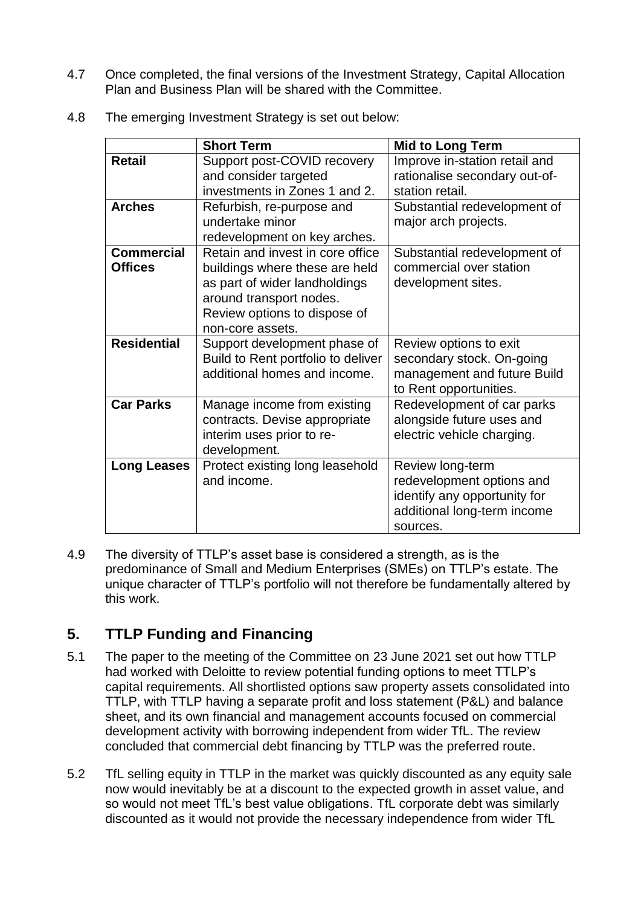4.7 Once completed, the final versions of the Investment Strategy, Capital Allocation Plan and Business Plan will be shared with the Committee.

4.8 The emerging Investment Strategy is set out below:

| | Short Term | Mid to Long Term |
|---|---|---|
| **Retail** | Support post-COVID recovery and consider targeted investments in Zones 1 and 2. | Improve in-station retail and rationalise secondary out-of-station retail. |
| **Arches** | Refurbish, re-purpose and undertake minor redevelopment on key arches. | Substantial redevelopment of major arch projects. |
| **Commercial Offices** | Retain and invest in core office buildings where these are held as part of wider landholdings around transport nodes. Review options to dispose of non-core assets. | Substantial redevelopment of commercial over station development sites. |
| **Residential** | Support development phase of Build to Rent portfolio to deliver additional homes and income. | Review options to exit secondary stock. On-going management and future Build to Rent opportunities. |
| **Car Parks** | Manage income from existing contracts. Devise appropriate interim uses prior to re-development. | Redevelopment of car parks alongside future uses and electric vehicle charging. |
| **Long Leases** | Protect existing long leasehold and income. | Review long-term redevelopment options and identify any opportunity for additional long-term income sources. |

4.9 The diversity of TTLP's asset base is considered a strength, as is the predominance of Small and Medium Enterprises (SMEs) on TTLP's estate. The unique character of TTLP's portfolio will not therefore be fundamentally altered by this work.

## 5. TTLP Funding and Financing

5.1 The paper to the meeting of the Committee on 23 June 2021 set out how TTLP had worked with Deloitte to review potential funding options to meet TTLP's capital requirements. All shortlisted options saw property assets consolidated into TTLP, with TTLP having a separate profit and loss statement (P&L) and balance sheet, and its own financial and management accounts focused on commercial development activity with borrowing independent from wider TfL. The review concluded that commercial debt financing by TTLP was the preferred route.

5.2 TfL selling equity in TTLP in the market was quickly discounted as any equity sale now would inevitably be at a discount to the expected growth in asset value, and so would not meet TfL's best value obligations. TfL corporate debt was similarly discounted as it would not provide the necessary independence from wider TfL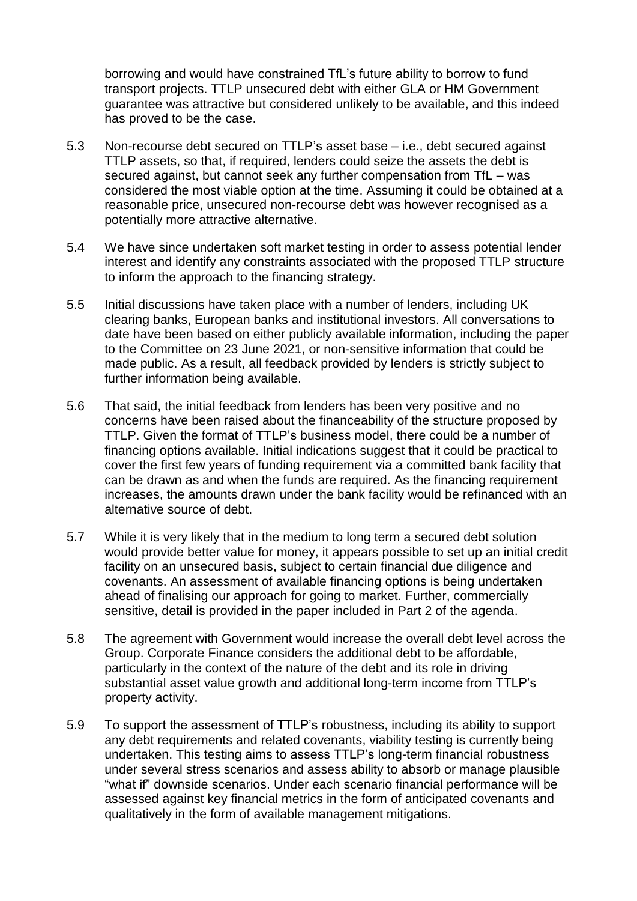borrowing and would have constrained TfL's future ability to borrow to fund transport projects. TTLP unsecured debt with either GLA or HM Government guarantee was attractive but considered unlikely to be available, and this indeed has proved to be the case.

5.3 Non-recourse debt secured on TTLP's asset base – i.e., debt secured against TTLP assets, so that, if required, lenders could seize the assets the debt is secured against, but cannot seek any further compensation from TfL – was considered the most viable option at the time. Assuming it could be obtained at a reasonable price, unsecured non-recourse debt was however recognised as a potentially more attractive alternative.

5.4 We have since undertaken soft market testing in order to assess potential lender interest and identify any constraints associated with the proposed TTLP structure to inform the approach to the financing strategy.

5.5 Initial discussions have taken place with a number of lenders, including UK clearing banks, European banks and institutional investors. All conversations to date have been based on either publicly available information, including the paper to the Committee on 23 June 2021, or non-sensitive information that could be made public. As a result, all feedback provided by lenders is strictly subject to further information being available.

5.6 That said, the initial feedback from lenders has been very positive and no concerns have been raised about the financeability of the structure proposed by TTLP. Given the format of TTLP's business model, there could be a number of financing options available. Initial indications suggest that it could be practical to cover the first few years of funding requirement via a committed bank facility that can be drawn as and when the funds are required. As the financing requirement increases, the amounts drawn under the bank facility would be refinanced with an alternative source of debt.

5.7 While it is very likely that in the medium to long term a secured debt solution would provide better value for money, it appears possible to set up an initial credit facility on an unsecured basis, subject to certain financial due diligence and covenants. An assessment of available financing options is being undertaken ahead of finalising our approach for going to market. Further, commercially sensitive, detail is provided in the paper included in Part 2 of the agenda.

5.8 The agreement with Government would increase the overall debt level across the Group. Corporate Finance considers the additional debt to be affordable, particularly in the context of the nature of the debt and its role in driving substantial asset value growth and additional long-term income from TTLP's property activity.

5.9 To support the assessment of TTLP's robustness, including its ability to support any debt requirements and related covenants, viability testing is currently being undertaken. This testing aims to assess TTLP's long-term financial robustness under several stress scenarios and assess ability to absorb or manage plausible "what if" downside scenarios. Under each scenario financial performance will be assessed against key financial metrics in the form of anticipated covenants and qualitatively in the form of available management mitigations.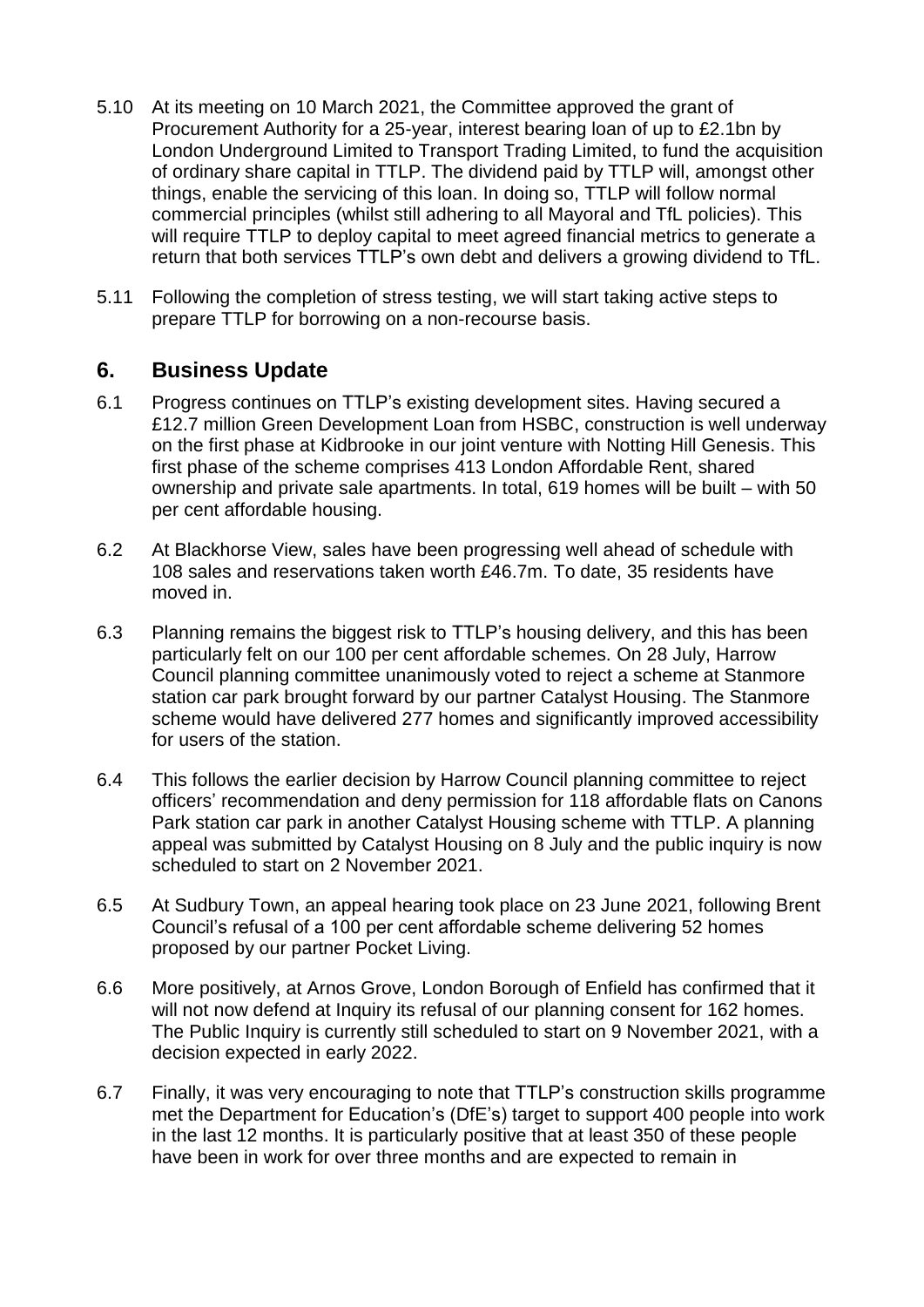5.10 At its meeting on 10 March 2021, the Committee approved the grant of Procurement Authority for a 25-year, interest bearing loan of up to £2.1bn by London Underground Limited to Transport Trading Limited, to fund the acquisition of ordinary share capital in TTLP. The dividend paid by TTLP will, amongst other things, enable the servicing of this loan. In doing so, TTLP will follow normal commercial principles (whilst still adhering to all Mayoral and TfL policies). This will require TTLP to deploy capital to meet agreed financial metrics to generate a return that both services TTLP's own debt and delivers a growing dividend to TfL.

5.11 Following the completion of stress testing, we will start taking active steps to prepare TTLP for borrowing on a non-recourse basis.

## 6. Business Update

6.1 Progress continues on TTLP's existing development sites. Having secured a £12.7 million Green Development Loan from HSBC, construction is well underway on the first phase at Kidbrooke in our joint venture with Notting Hill Genesis. This first phase of the scheme comprises 413 London Affordable Rent, shared ownership and private sale apartments. In total, 619 homes will be built – with 50 per cent affordable housing.

6.2 At Blackhorse View, sales have been progressing well ahead of schedule with 108 sales and reservations taken worth £46.7m. To date, 35 residents have moved in.

6.3 Planning remains the biggest risk to TTLP's housing delivery, and this has been particularly felt on our 100 per cent affordable schemes. On 28 July, Harrow Council planning committee unanimously voted to reject a scheme at Stanmore station car park brought forward by our partner Catalyst Housing. The Stanmore scheme would have delivered 277 homes and significantly improved accessibility for users of the station.

6.4 This follows the earlier decision by Harrow Council planning committee to reject officers' recommendation and deny permission for 118 affordable flats on Canons Park station car park in another Catalyst Housing scheme with TTLP. A planning appeal was submitted by Catalyst Housing on 8 July and the public inquiry is now scheduled to start on 2 November 2021.

6.5 At Sudbury Town, an appeal hearing took place on 23 June 2021, following Brent Council's refusal of a 100 per cent affordable scheme delivering 52 homes proposed by our partner Pocket Living.

6.6 More positively, at Arnos Grove, London Borough of Enfield has confirmed that it will not now defend at Inquiry its refusal of our planning consent for 162 homes. The Public Inquiry is currently still scheduled to start on 9 November 2021, with a decision expected in early 2022.

6.7 Finally, it was very encouraging to note that TTLP's construction skills programme met the Department for Education's (DfE's) target to support 400 people into work in the last 12 months. It is particularly positive that at least 350 of these people have been in work for over three months and are expected to remain in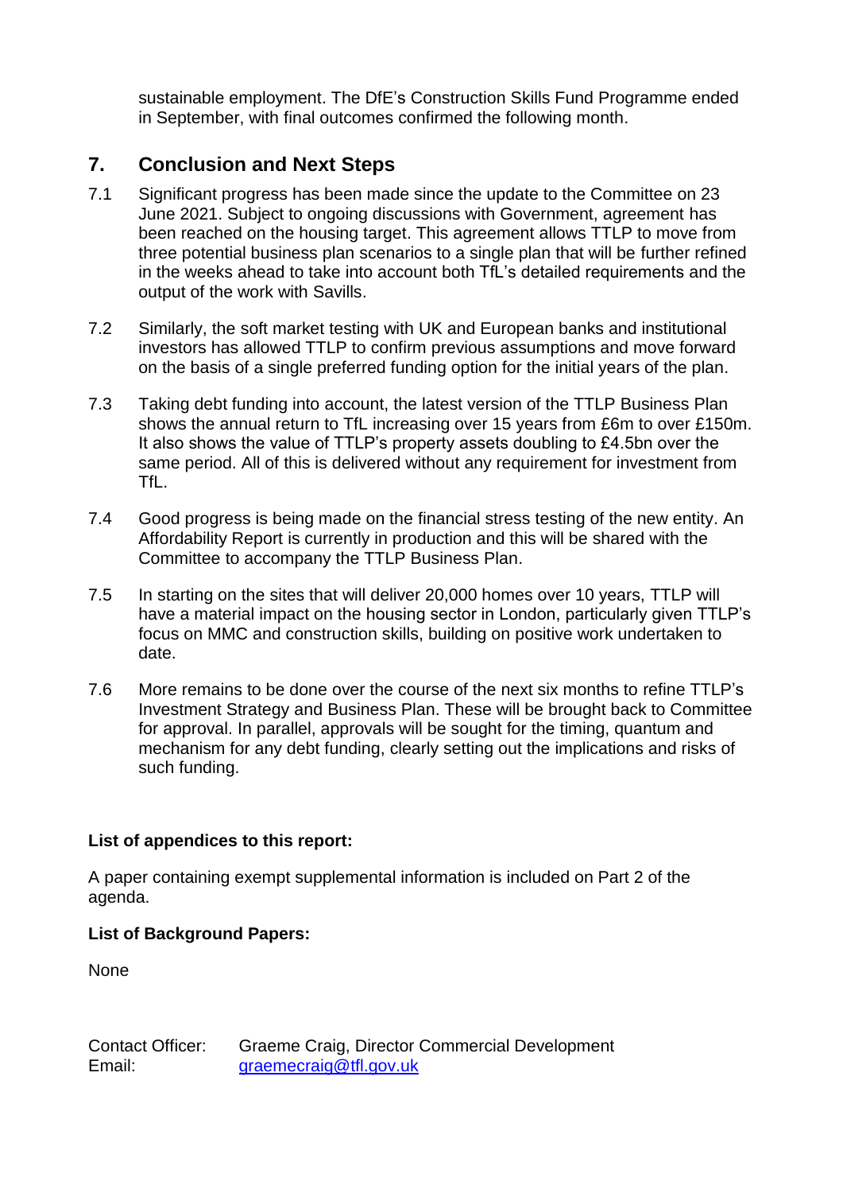sustainable employment. The DfE's Construction Skills Fund Programme ended in September, with final outcomes confirmed the following month.

## 7. Conclusion and Next Steps

7.1 Significant progress has been made since the update to the Committee on 23 June 2021. Subject to ongoing discussions with Government, agreement has been reached on the housing target. This agreement allows TTLP to move from three potential business plan scenarios to a single plan that will be further refined in the weeks ahead to take into account both TfL's detailed requirements and the output of the work with Savills.

7.2 Similarly, the soft market testing with UK and European banks and institutional investors has allowed TTLP to confirm previous assumptions and move forward on the basis of a single preferred funding option for the initial years of the plan.

7.3 Taking debt funding into account, the latest version of the TTLP Business Plan shows the annual return to TfL increasing over 15 years from £6m to over £150m. It also shows the value of TTLP's property assets doubling to £4.5bn over the same period. All of this is delivered without any requirement for investment from TfL.

7.4 Good progress is being made on the financial stress testing of the new entity. An Affordability Report is currently in production and this will be shared with the Committee to accompany the TTLP Business Plan.

7.5 In starting on the sites that will deliver 20,000 homes over 10 years, TTLP will have a material impact on the housing sector in London, particularly given TTLP's focus on MMC and construction skills, building on positive work undertaken to date.

7.6 More remains to be done over the course of the next six months to refine TTLP's Investment Strategy and Business Plan. These will be brought back to Committee for approval. In parallel, approvals will be sought for the timing, quantum and mechanism for any debt funding, clearly setting out the implications and risks of such funding.

**List of appendices to this report:**

A paper containing exempt supplemental information is included on Part 2 of the agenda.

**List of Background Papers:**

None

Contact Officer: Graeme Craig, Director Commercial Development
Email: graemecraig@tfl.gov.uk